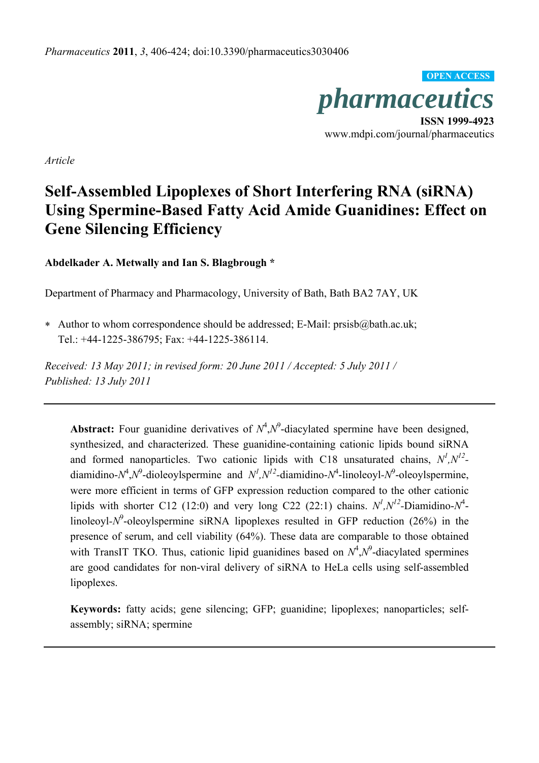*Article*

# Self-Assembled Lipoplexes of Short Interfering RNA (siRNA) Using Spermine-Based Fatty Acid Amide Guanidines: Effect on Gene Silencing Efficiency

**Abdelkader A. Metwally and Ian S. Blagbrough \***

Department of Pharmacy and Pharmacology, University of Bath, Bath BA2 7AY, UK

\* Author to whom correspondence should be addressed; E-Mail: prsisb@bath.ac.uk; Tel.: +44-1225-386795; Fax: +44-1225-386114.

*Received: 13 May 2011; in revised form: 20 June 2011 / Accepted: 5 July 2011 / Published: 13 July 2011*

---

**Abstract:** Four guanidine derivatives of $N^4$,$N^9$-diacylated spermine have been designed, synthesized, and characterized. These guanidine-containing cationic lipids bound siRNA and formed nanoparticles. Two cationic lipids with C18 unsaturated chains, $N^1$,$N^{12}$-diamidino-$N^4$,$N^9$-dioleoylspermine and $N^1$,$N^{12}$-diamidino-$N^4$-linoleoyl-$N^9$-oleoylspermine, were more efficient in terms of GFP expression reduction compared to the other cationic lipids with shorter C12 (12:0) and very long C22 (22:1) chains. $N^1$,$N^{12}$-Diamidino-$N^4$-linoleoyl-$N^9$-oleoylspermine siRNA lipoplexes resulted in GFP reduction (26%) in the presence of serum, and cell viability (64%). These data are comparable to those obtained with TransIT TKO. Thus, cationic lipid guanidines based on $N^4$,$N^9$-diacylated spermines are good candidates for non-viral delivery of siRNA to HeLa cells using self-assembled lipoplexes.

**Keywords:** fatty acids; gene silencing; GFP; guanidine; lipoplexes; nanoparticles; self-assembly; siRNA; spermine

---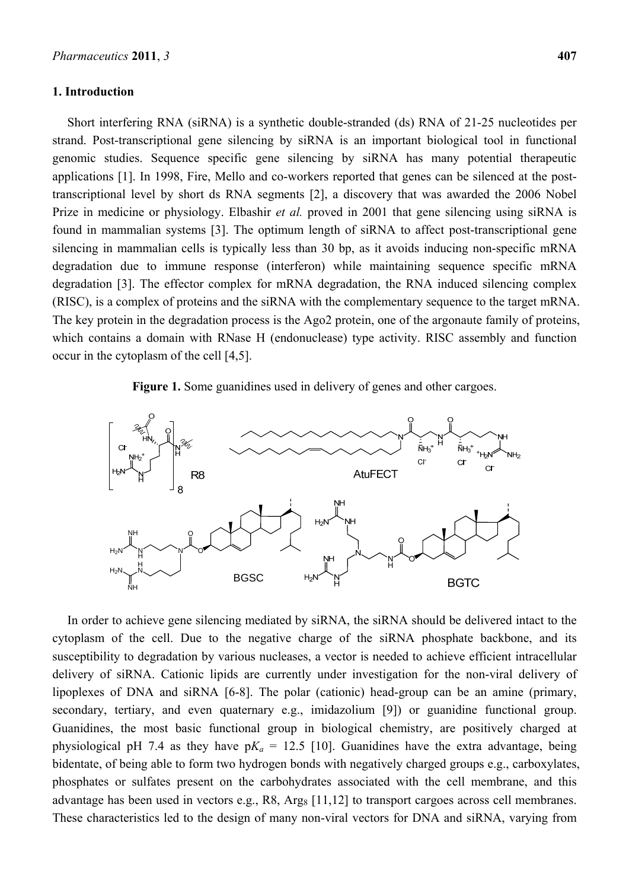## 1. Introduction

Short interfering RNA (siRNA) is a synthetic double-stranded (ds) RNA of 21-25 nucleotides per strand. Post-transcriptional gene silencing by siRNA is an important biological tool in functional genomic studies. Sequence specific gene silencing by siRNA has many potential therapeutic applications [1]. In 1998, Fire, Mello and co-workers reported that genes can be silenced at the post-transcriptional level by short ds RNA segments [2], a discovery that was awarded the 2006 Nobel Prize in medicine or physiology. Elbashir *et al.* proved in 2001 that gene silencing using siRNA is found in mammalian systems [3]. The optimum length of siRNA to affect post-transcriptional gene silencing in mammalian cells is typically less than 30 bp, as it avoids inducing non-specific mRNA degradation due to immune response (interferon) while maintaining sequence specific mRNA degradation [3]. The effector complex for mRNA degradation, the RNA induced silencing complex (RISC), is a complex of proteins and the siRNA with the complementary sequence to the target mRNA. The key protein in the degradation process is the Ago2 protein, one of the argonaute family of proteins, which contains a domain with RNase H (endonuclease) type activity. RISC assembly and function occur in the cytoplasm of the cell [4,5].

**Figure 1.** Some guanidines used in delivery of genes and other cargoes.

In order to achieve gene silencing mediated by siRNA, the siRNA should be delivered intact to the cytoplasm of the cell. Due to the negative charge of the siRNA phosphate backbone, and its susceptibility to degradation by various nucleases, a vector is needed to achieve efficient intracellular delivery of siRNA. Cationic lipids are currently under investigation for the non-viral delivery of lipoplexes of DNA and siRNA [6-8]. The polar (cationic) head-group can be an amine (primary, secondary, tertiary, and even quaternary e.g., imidazolium [9]) or guanidine functional group. Guanidines, the most basic functional group in biological chemistry, are positively charged at physiological pH 7.4 as they have p$K_a$ = 12.5 [10]. Guanidines have the extra advantage, being bidentate, of being able to form two hydrogen bonds with negatively charged groups e.g., carboxylates, phosphates or sulfates present on the carbohydrates associated with the cell membrane, and this advantage has been used in vectors e.g., R8, Arg$_8$ [11,12] to transport cargoes across cell membranes. These characteristics led to the design of many non-viral vectors for DNA and siRNA, varying from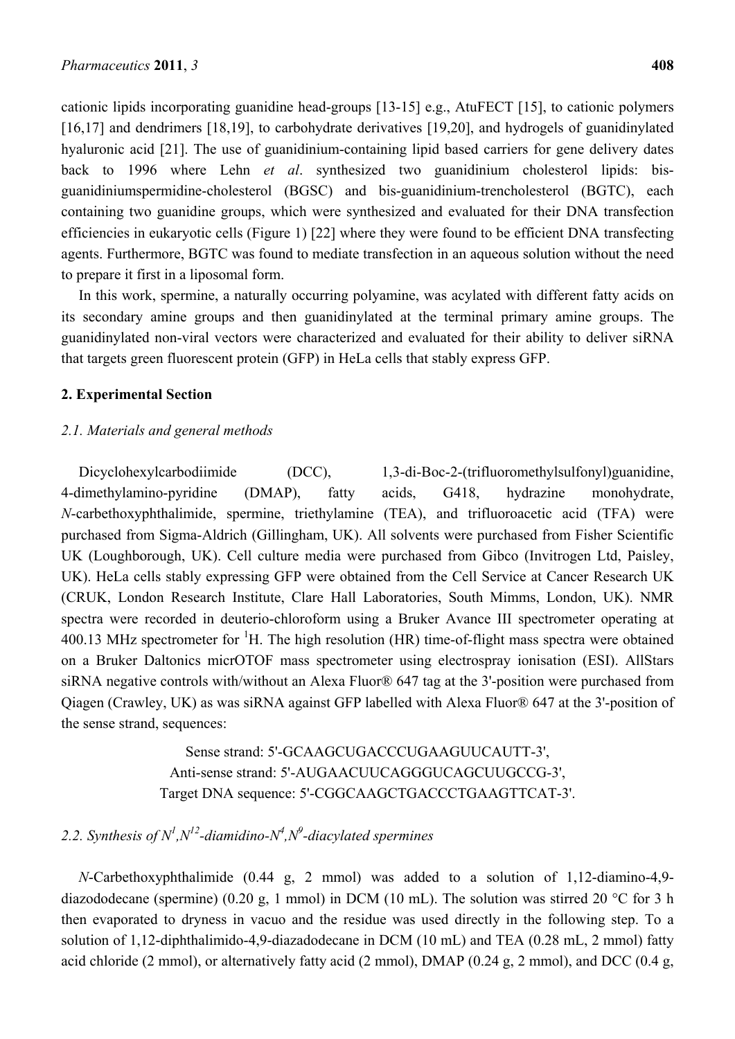cationic lipids incorporating guanidine head-groups [13-15] e.g., AtuFECT [15], to cationic polymers [16,17] and dendrimers [18,19], to carbohydrate derivatives [19,20], and hydrogels of guanidinylated hyaluronic acid [21]. The use of guanidinium-containing lipid based carriers for gene delivery dates back to 1996 where Lehn *et al*. synthesized two guanidinium cholesterol lipids: bis-guanidiniumspermidine-cholesterol (BGSC) and bis-guanidinium-trencholesterol (BGTC), each containing two guanidine groups, which were synthesized and evaluated for their DNA transfection efficiencies in eukaryotic cells (Figure 1) [22] where they were found to be efficient DNA transfecting agents. Furthermore, BGTC was found to mediate transfection in an aqueous solution without the need to prepare it first in a liposomal form.

In this work, spermine, a naturally occurring polyamine, was acylated with different fatty acids on its secondary amine groups and then guanidinylated at the terminal primary amine groups. The guanidinylated non-viral vectors were characterized and evaluated for their ability to deliver siRNA that targets green fluorescent protein (GFP) in HeLa cells that stably express GFP.

## 2. Experimental Section

### *2.1. Materials and general methods*

Dicyclohexylcarbodiimide (DCC), 1,3-di-Boc-2-(trifluoromethylsulfonyl)guanidine, 4-dimethylamino-pyridine (DMAP), fatty acids, G418, hydrazine monohydrate, *N*-carbethoxyphthalimide, spermine, triethylamine (TEA), and trifluoroacetic acid (TFA) were purchased from Sigma-Aldrich (Gillingham, UK). All solvents were purchased from Fisher Scientific UK (Loughborough, UK). Cell culture media were purchased from Gibco (Invitrogen Ltd, Paisley, UK). HeLa cells stably expressing GFP were obtained from the Cell Service at Cancer Research UK (CRUK, London Research Institute, Clare Hall Laboratories, South Mimms, London, UK). NMR spectra were recorded in deuterio-chloroform using a Bruker Avance III spectrometer operating at 400.13 MHz spectrometer for $^1$H. The high resolution (HR) time-of-flight mass spectra were obtained on a Bruker Daltonics micrOTOF mass spectrometer using electrospray ionisation (ESI). AllStars siRNA negative controls with/without an Alexa Fluor® 647 tag at the 3'-position were purchased from Qiagen (Crawley, UK) as was siRNA against GFP labelled with Alexa Fluor® 647 at the 3'-position of the sense strand, sequences:

Sense strand: 5'-GCAAGCUGACCCUGAAGUUCAUTT-3',
Anti-sense strand: 5'-AUGAACUUCAGGGUCAGCUUGCCG-3',
Target DNA sequence: 5'-CGGCAAGCTGACCCTGAAGTTCAT-3'.

### *2.2. Synthesis of $N^1$,$N^{12}$-diamidino-$N^4$,$N^9$-diacylated spermines*

*N*-Carbethoxyphthalimide (0.44 g, 2 mmol) was added to a solution of 1,12-diamino-4,9-diazododecane (spermine) (0.20 g, 1 mmol) in DCM (10 mL). The solution was stirred 20 °C for 3 h then evaporated to dryness in vacuo and the residue was used directly in the following step. To a solution of 1,12-diphthalimido-4,9-diazadodecane in DCM (10 mL) and TEA (0.28 mL, 2 mmol) fatty acid chloride (2 mmol), or alternatively fatty acid (2 mmol), DMAP (0.24 g, 2 mmol), and DCC (0.4 g,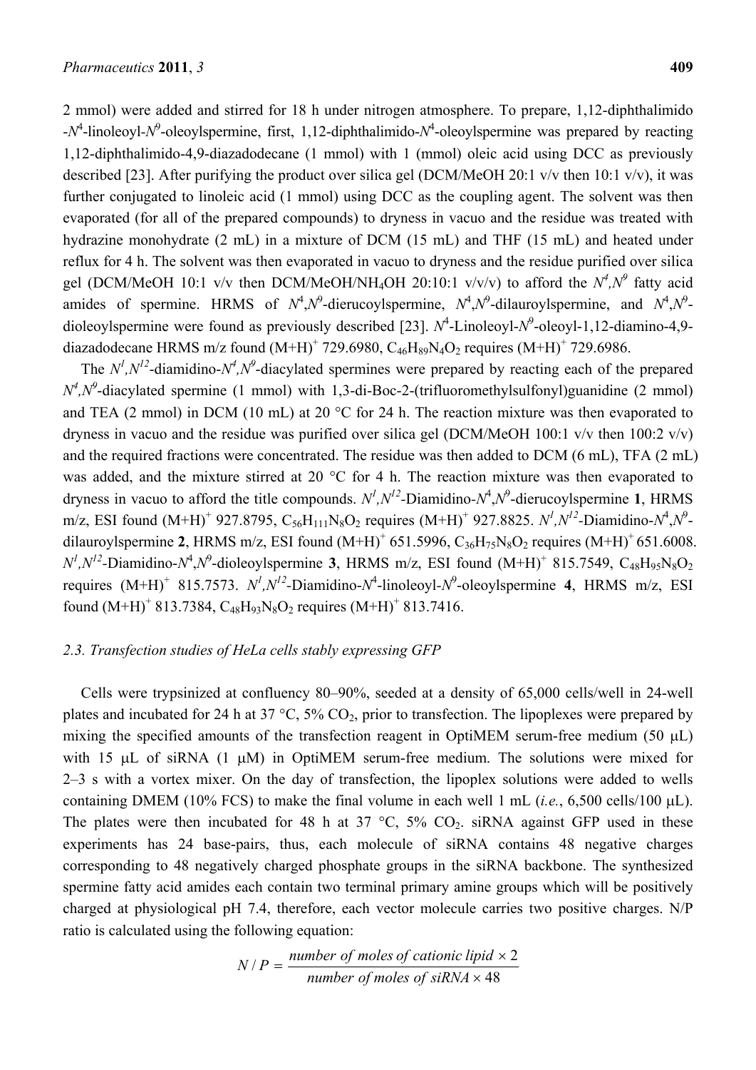2 mmol) were added and stirred for 18 h under nitrogen atmosphere. To prepare, 1,12-diphthalimido -$N^4$-linoleoyl-$N^9$-oleoylspermine, first, 1,12-diphthalimido-$N^4$-oleoylspermine was prepared by reacting 1,12-diphthalimido-4,9-diazadodecane (1 mmol) with 1 (mmol) oleic acid using DCC as previously described [23]. After purifying the product over silica gel (DCM/MeOH 20:1 v/v then 10:1 v/v), it was further conjugated to linoleic acid (1 mmol) using DCC as the coupling agent. The solvent was then evaporated (for all of the prepared compounds) to dryness in vacuo and the residue was treated with hydrazine monohydrate (2 mL) in a mixture of DCM (15 mL) and THF (15 mL) and heated under reflux for 4 h. The solvent was then evaporated in vacuo to dryness and the residue purified over silica gel (DCM/MeOH 10:1 v/v then DCM/MeOH/$NH_4OH$ 20:10:1 v/v/v) to afford the $N^4$,$N^9$ fatty acid amides of spermine. HRMS of $N^4$,$N^9$-dierucoylspermine, $N^4$,$N^9$-dilauroylspermine, and $N^4$,$N^9$-dioleoylspermine were found as previously described [23]. $N^4$-Linoleoyl-$N^9$-oleoyl-1,12-diamino-4,9-diazadodecane HRMS m/z found $(M+H)^+$ 729.6980, $C_{46}H_{89}N_4O_2$ requires $(M+H)^+$ 729.6986.

The $N^1$,$N^{12}$-diamidino-$N^4$,$N^9$-diacylated spermines were prepared by reacting each of the prepared $N^4$,$N^9$-diacylated spermine (1 mmol) with 1,3-di-Boc-2-(trifluoromethylsulfonyl)guanidine (2 mmol) and TEA (2 mmol) in DCM (10 mL) at 20 °C for 24 h. The reaction mixture was then evaporated to dryness in vacuo and the residue was purified over silica gel (DCM/MeOH 100:1 v/v then 100:2 v/v) and the required fractions were concentrated. The residue was then added to DCM (6 mL), TFA (2 mL) was added, and the mixture stirred at 20 °C for 4 h. The reaction mixture was then evaporated to dryness in vacuo to afford the title compounds. $N^1$,$N^{12}$-Diamidino-$N^4$,$N^9$-dierucoylspermine **1**, HRMS m/z, ESI found $(M+H)^+$ 927.8795, $C_{56}H_{111}N_8O_2$ requires $(M+H)^+$ 927.8825. $N^1$,$N^{12}$-Diamidino-$N^4$,$N^9$-dilauroylspermine **2**, HRMS m/z, ESI found $(M+H)^+$ 651.5996, $C_{36}H_{75}N_8O_2$ requires $(M+H)^+$ 651.6008. $N^1$,$N^{12}$-Diamidino-$N^4$,$N^9$-dioleoylspermine **3**, HRMS m/z, ESI found $(M+H)^+$ 815.7549, $C_{48}H_{95}N_8O_2$ requires $(M+H)^+$ 815.7573. $N^1$,$N^{12}$-Diamidino-$N^4$-linoleoyl-$N^9$-oleoylspermine **4**, HRMS m/z, ESI found $(M+H)^+$ 813.7384, $C_{48}H_{93}N_8O_2$ requires $(M+H)^+$ 813.7416.

### *2.3. Transfection studies of HeLa cells stably expressing GFP*

Cells were trypsinized at confluency 80–90%, seeded at a density of 65,000 cells/well in 24-well plates and incubated for 24 h at 37 °C, 5% $CO_2$, prior to transfection. The lipoplexes were prepared by mixing the specified amounts of the transfection reagent in OptiMEM serum-free medium (50 μL) with 15 μL of siRNA (1 μM) in OptiMEM serum-free medium. The solutions were mixed for 2–3 s with a vortex mixer. On the day of transfection, the lipoplex solutions were added to wells containing DMEM (10% FCS) to make the final volume in each well 1 mL (*i.e.*, 6,500 cells/100 μL). The plates were then incubated for 48 h at 37 °C, 5% $CO_2$. siRNA against GFP used in these experiments has 24 base-pairs, thus, each molecule of siRNA contains 48 negative charges corresponding to 48 negatively charged phosphate groups in the siRNA backbone. The synthesized spermine fatty acid amides each contain two terminal primary amine groups which will be positively charged at physiological pH 7.4, therefore, each vector molecule carries two positive charges. N/P ratio is calculated using the following equation:

$$N/P = \frac{\text{number of moles of cationic lipid} \times 2}{\text{number of moles of siRNA} \times 48}$$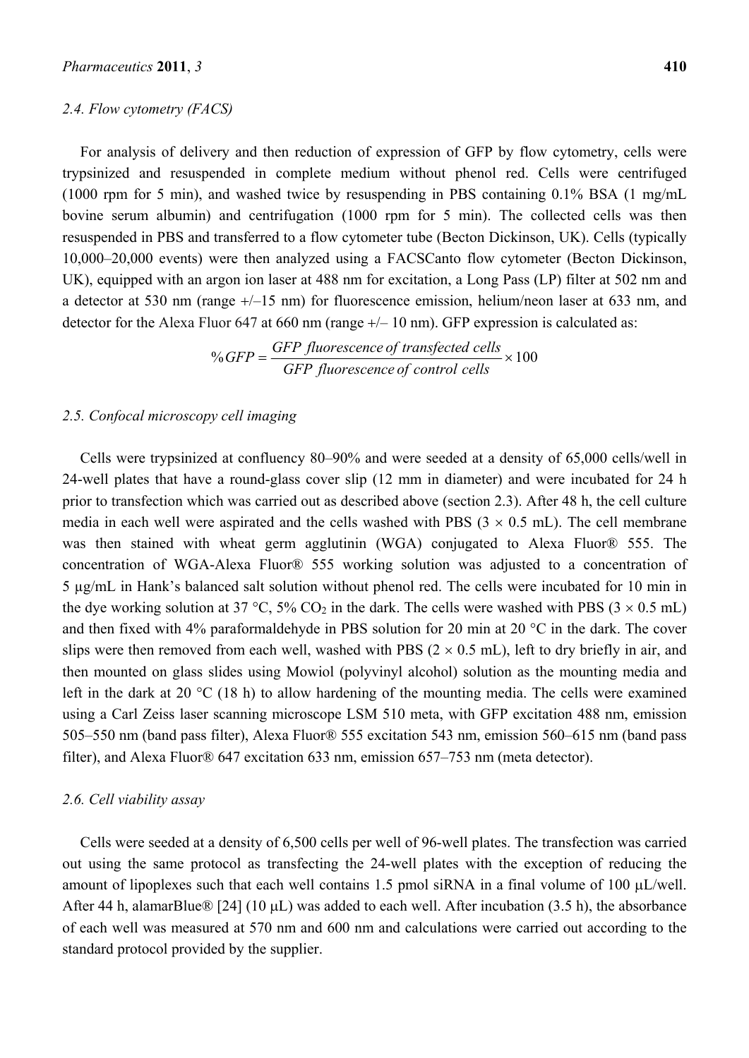### 2.4. Flow cytometry (FACS)

For analysis of delivery and then reduction of expression of GFP by flow cytometry, cells were trypsinized and resuspended in complete medium without phenol red. Cells were centrifuged (1000 rpm for 5 min), and washed twice by resuspending in PBS containing 0.1% BSA (1 mg/mL bovine serum albumin) and centrifugation (1000 rpm for 5 min). The collected cells was then resuspended in PBS and transferred to a flow cytometer tube (Becton Dickinson, UK). Cells (typically 10,000–20,000 events) were then analyzed using a FACSCanto flow cytometer (Becton Dickinson, UK), equipped with an argon ion laser at 488 nm for excitation, a Long Pass (LP) filter at 502 nm and a detector at 530 nm (range +/–15 nm) for fluorescence emission, helium/neon laser at 633 nm, and detector for the Alexa Fluor 647 at 660 nm (range +/– 10 nm). GFP expression is calculated as:

$$\%GFP = \frac{GFP\ fluorescence\ of\ transfected\ cells}{GFP\ fluorescence\ of\ control\ cells} \times 100$$

### 2.5. Confocal microscopy cell imaging

Cells were trypsinized at confluency 80–90% and were seeded at a density of 65,000 cells/well in 24-well plates that have a round-glass cover slip (12 mm in diameter) and were incubated for 24 h prior to transfection which was carried out as described above (section 2.3). After 48 h, the cell culture media in each well were aspirated and the cells washed with PBS (3 × 0.5 mL). The cell membrane was then stained with wheat germ agglutinin (WGA) conjugated to Alexa Fluor® 555. The concentration of WGA-Alexa Fluor® 555 working solution was adjusted to a concentration of 5 μg/mL in Hank's balanced salt solution without phenol red. The cells were incubated for 10 min in the dye working solution at 37 °C, 5% $CO_2$ in the dark. The cells were washed with PBS (3 × 0.5 mL) and then fixed with 4% paraformaldehyde in PBS solution for 20 min at 20 °C in the dark. The cover slips were then removed from each well, washed with PBS (2 × 0.5 mL), left to dry briefly in air, and then mounted on glass slides using Mowiol (polyvinyl alcohol) solution as the mounting media and left in the dark at 20 °C (18 h) to allow hardening of the mounting media. The cells were examined using a Carl Zeiss laser scanning microscope LSM 510 meta, with GFP excitation 488 nm, emission 505–550 nm (band pass filter), Alexa Fluor® 555 excitation 543 nm, emission 560–615 nm (band pass filter), and Alexa Fluor® 647 excitation 633 nm, emission 657–753 nm (meta detector).

### 2.6. Cell viability assay

Cells were seeded at a density of 6,500 cells per well of 96-well plates. The transfection was carried out using the same protocol as transfecting the 24-well plates with the exception of reducing the amount of lipoplexes such that each well contains 1.5 pmol siRNA in a final volume of 100 μL/well. After 44 h, alamarBlue® [24] (10 μL) was added to each well. After incubation (3.5 h), the absorbance of each well was measured at 570 nm and 600 nm and calculations were carried out according to the standard protocol provided by the supplier.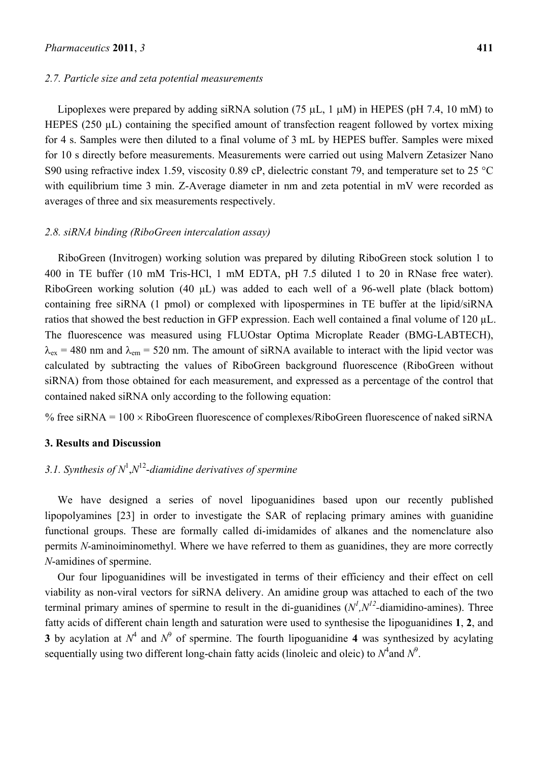### 2.7. Particle size and zeta potential measurements

Lipoplexes were prepared by adding siRNA solution (75 μL, 1 μM) in HEPES (pH 7.4, 10 mM) to HEPES (250 μL) containing the specified amount of transfection reagent followed by vortex mixing for 4 s. Samples were then diluted to a final volume of 3 mL by HEPES buffer. Samples were mixed for 10 s directly before measurements. Measurements were carried out using Malvern Zetasizer Nano S90 using refractive index 1.59, viscosity 0.89 cP, dielectric constant 79, and temperature set to 25 °C with equilibrium time 3 min. Z-Average diameter in nm and zeta potential in mV were recorded as averages of three and six measurements respectively.

### 2.8. siRNA binding (RiboGreen intercalation assay)

RiboGreen (Invitrogen) working solution was prepared by diluting RiboGreen stock solution 1 to 400 in TE buffer (10 mM Tris-HCl, 1 mM EDTA, pH 7.5 diluted 1 to 20 in RNase free water). RiboGreen working solution (40 μL) was added to each well of a 96-well plate (black bottom) containing free siRNA (1 pmol) or complexed with lipospermines in TE buffer at the lipid/siRNA ratios that showed the best reduction in GFP expression. Each well contained a final volume of 120 μL. The fluorescence was measured using FLUOstar Optima Microplate Reader (BMG-LABTECH), $\lambda_{ex}$ = 480 nm and $\lambda_{em}$ = 520 nm. The amount of siRNA available to interact with the lipid vector was calculated by subtracting the values of RiboGreen background fluorescence (RiboGreen without siRNA) from those obtained for each measurement, and expressed as a percentage of the control that contained naked siRNA only according to the following equation:

% free siRNA = 100 × RiboGreen fluorescence of complexes/RiboGreen fluorescence of naked siRNA

## 3. Results and Discussion

### 3.1. Synthesis of $N^1$,$N^{12}$-diamidine derivatives of spermine

We have designed a series of novel lipoguanidines based upon our recently published lipopolyamines [23] in order to investigate the SAR of replacing primary amines with guanidine functional groups. These are formally called di-imidamides of alkanes and the nomenclature also permits *N*-aminoiminomethyl. Where we have referred to them as guanidines, they are more correctly *N*-amidines of spermine.

Our four lipoguanidines will be investigated in terms of their efficiency and their effect on cell viability as non-viral vectors for siRNA delivery. An amidine group was attached to each of the two terminal primary amines of spermine to result in the di-guanidines ($N^1$,$N^{12}$-diamidino-amines). Three fatty acids of different chain length and saturation were used to synthesise the lipoguanidines **1**, **2**, and **3** by acylation at $N^4$ and $N^9$ of spermine. The fourth lipoguanidine **4** was synthesized by acylating sequentially using two different long-chain fatty acids (linoleic and oleic) to $N^4$and $N^9$.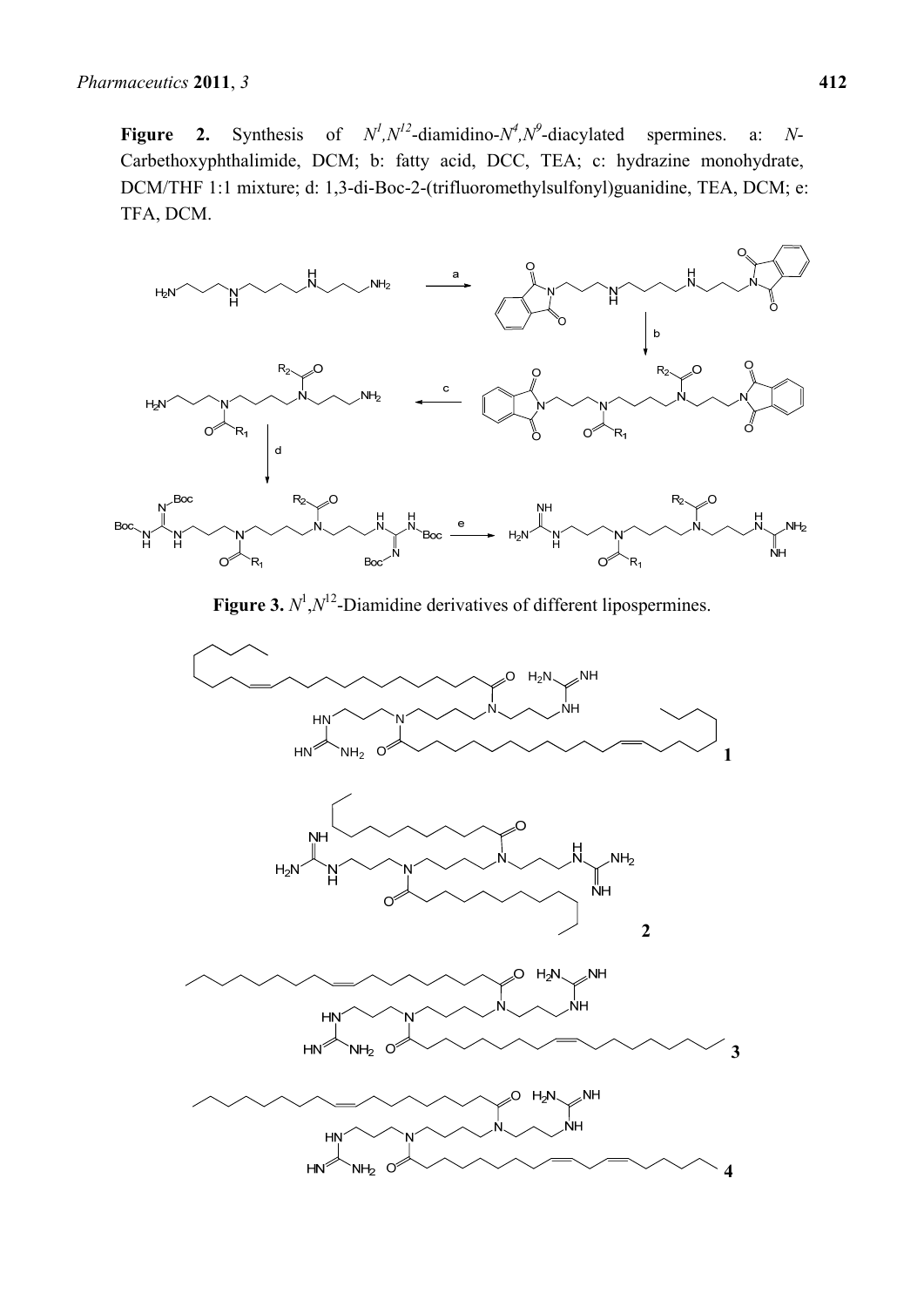**Figure 2.** Synthesis of $N^1$,$N^{12}$-diamidino-$N^4$,$N^9$-diacylated spermines. a: *N*-Carbethoxyphthalimide, DCM; b: fatty acid, DCC, TEA; c: hydrazine monohydrate, DCM/THF 1:1 mixture; d: 1,3-di-Boc-2-(trifluoromethylsulfonyl)guanidine, TEA, DCM; e: TFA, DCM.

**Figure 3.** $N^1$,$N^{12}$-Diamidine derivatives of different lipospermines.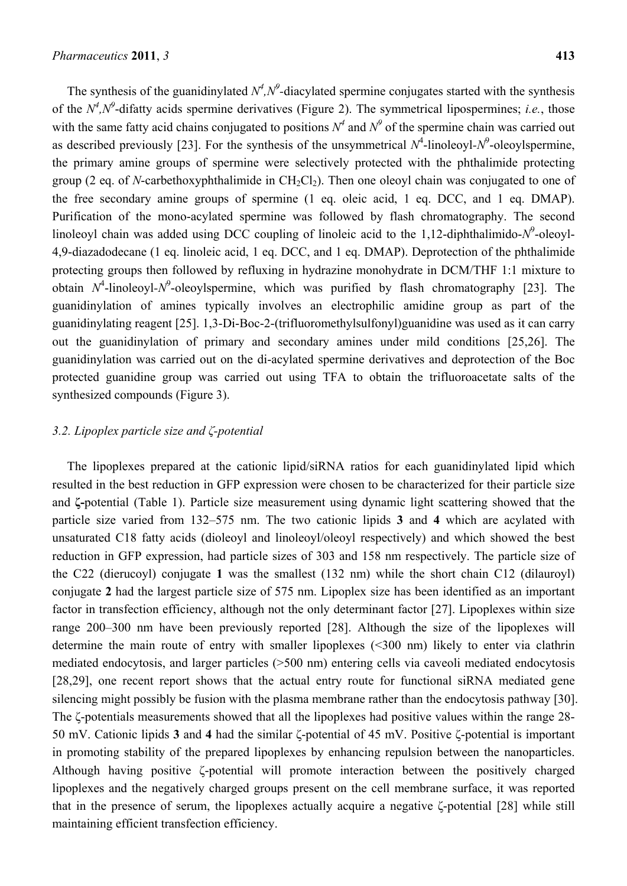The synthesis of the guanidinylated $N^4$,$N^9$-diacylated spermine conjugates started with the synthesis of the $N^4$,$N^9$-difatty acids spermine derivatives (Figure 2). The symmetrical lipospermines; *i.e.*, those with the same fatty acid chains conjugated to positions $N^4$ and $N^9$ of the spermine chain was carried out as described previously [23]. For the synthesis of the unsymmetrical $N^4$-linoleoyl-$N^9$-oleoylspermine, the primary amine groups of spermine were selectively protected with the phthalimide protecting group (2 eq. of *N*-carbethoxyphthalimide in $CH_2Cl_2$). Then one oleoyl chain was conjugated to one of the free secondary amine groups of spermine (1 eq. oleic acid, 1 eq. DCC, and 1 eq. DMAP). Purification of the mono-acylated spermine was followed by flash chromatography. The second linoleoyl chain was added using DCC coupling of linoleic acid to the 1,12-diphthalimido-$N^9$-oleoyl-4,9-diazadodecane (1 eq. linoleic acid, 1 eq. DCC, and 1 eq. DMAP). Deprotection of the phthalimide protecting groups then followed by refluxing in hydrazine monohydrate in DCM/THF 1:1 mixture to obtain $N^4$-linoleoyl-$N^9$-oleoylspermine, which was purified by flash chromatography [23]. The guanidinylation of amines typically involves an electrophilic amidine group as part of the guanidinylating reagent [25]. 1,3-Di-Boc-2-(trifluoromethylsulfonyl)guanidine was used as it can carry out the guanidinylation of primary and secondary amines under mild conditions [25,26]. The guanidinylation was carried out on the di-acylated spermine derivatives and deprotection of the Boc protected guanidine group was carried out using TFA to obtain the trifluoroacetate salts of the synthesized compounds (Figure 3).

### *3.2. Lipoplex particle size and ζ-potential*

The lipoplexes prepared at the cationic lipid/siRNA ratios for each guanidinylated lipid which resulted in the best reduction in GFP expression were chosen to be characterized for their particle size and **ζ-**potential (Table 1). Particle size measurement using dynamic light scattering showed that the particle size varied from 132–575 nm. The two cationic lipids **3** and **4** which are acylated with unsaturated C18 fatty acids (dioleoyl and linoleoyl/oleoyl respectively) and which showed the best reduction in GFP expression, had particle sizes of 303 and 158 nm respectively. The particle size of the C22 (dierucoyl) conjugate **1** was the smallest (132 nm) while the short chain C12 (dilauroyl) conjugate **2** had the largest particle size of 575 nm. Lipoplex size has been identified as an important factor in transfection efficiency, although not the only determinant factor [27]. Lipoplexes within size range 200–300 nm have been previously reported [28]. Although the size of the lipoplexes will determine the main route of entry with smaller lipoplexes (<300 nm) likely to enter via clathrin mediated endocytosis, and larger particles (>500 nm) entering cells via caveoli mediated endocytosis [28,29], one recent report shows that the actual entry route for functional siRNA mediated gene silencing might possibly be fusion with the plasma membrane rather than the endocytosis pathway [30]. The ζ-potentials measurements showed that all the lipoplexes had positive values within the range 28-50 mV. Cationic lipids **3** and **4** had the similar ζ-potential of 45 mV. Positive ζ-potential is important in promoting stability of the prepared lipoplexes by enhancing repulsion between the nanoparticles. Although having positive ζ-potential will promote interaction between the positively charged lipoplexes and the negatively charged groups present on the cell membrane surface, it was reported that in the presence of serum, the lipoplexes actually acquire a negative ζ-potential [28] while still maintaining efficient transfection efficiency.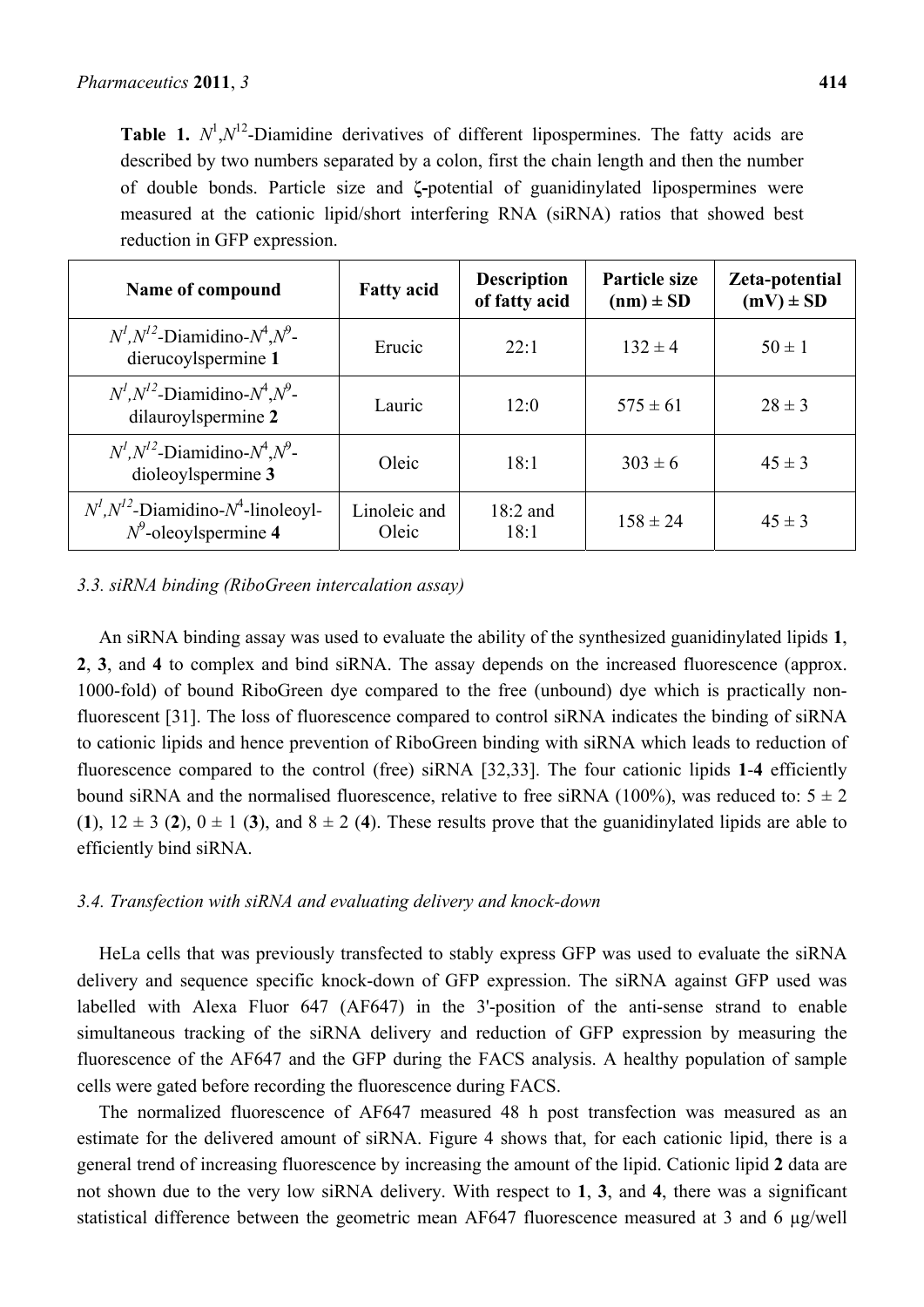**Table 1.** $N^1$,$N^{12}$-Diamidine derivatives of different lipospermines. The fatty acids are described by two numbers separated by a colon, first the chain length and then the number of double bonds. Particle size and **ζ**-potential of guanidinylated lipospermines were measured at the cationic lipid/short interfering RNA (siRNA) ratios that showed best reduction in GFP expression.

| Name of compound | Fatty acid | Description of fatty acid | Particle size (nm) ± SD | Zeta-potential (mV) ± SD |
|---|---|---|---|---|
| $N^1$,$N^{12}$-Diamidino-$N^4$,$N^9$-dierucoylspermine **1** | Erucic | 22:1 | 132 ± 4 | 50 ± 1 |
| $N^1$,$N^{12}$-Diamidino-$N^4$,$N^9$-dilauroylspermine **2** | Lauric | 12:0 | 575 ± 61 | 28 ± 3 |
| $N^1$,$N^{12}$-Diamidino-$N^4$,$N^9$-dioleoylspermine **3** | Oleic | 18:1 | 303 ± 6 | 45 ± 3 |
| $N^1$,$N^{12}$-Diamidino-$N^4$-linoleoyl-$N^9$-oleoylspermine **4** | Linoleic and Oleic | 18:2 and 18:1 | 158 ± 24 | 45 ± 3 |

### *3.3. siRNA binding (RiboGreen intercalation assay)*

An siRNA binding assay was used to evaluate the ability of the synthesized guanidinylated lipids **1**, **2**, **3**, and **4** to complex and bind siRNA. The assay depends on the increased fluorescence (approx. 1000-fold) of bound RiboGreen dye compared to the free (unbound) dye which is practically non-fluorescent [31]. The loss of fluorescence compared to control siRNA indicates the binding of siRNA to cationic lipids and hence prevention of RiboGreen binding with siRNA which leads to reduction of fluorescence compared to the control (free) siRNA [32,33]. The four cationic lipids **1**-**4** efficiently bound siRNA and the normalised fluorescence, relative to free siRNA (100%), was reduced to: 5 ± 2 (**1**), 12 ± 3 (**2**), 0 ± 1 (**3**), and 8 ± 2 (**4**). These results prove that the guanidinylated lipids are able to efficiently bind siRNA.

### *3.4. Transfection with siRNA and evaluating delivery and knock-down*

HeLa cells that was previously transfected to stably express GFP was used to evaluate the siRNA delivery and sequence specific knock-down of GFP expression. The siRNA against GFP used was labelled with Alexa Fluor 647 (AF647) in the 3'-position of the anti-sense strand to enable simultaneous tracking of the siRNA delivery and reduction of GFP expression by measuring the fluorescence of the AF647 and the GFP during the FACS analysis. A healthy population of sample cells were gated before recording the fluorescence during FACS.

The normalized fluorescence of AF647 measured 48 h post transfection was measured as an estimate for the delivered amount of siRNA. Figure 4 shows that, for each cationic lipid, there is a general trend of increasing fluorescence by increasing the amount of the lipid. Cationic lipid **2** data are not shown due to the very low siRNA delivery. With respect to **1**, **3**, and **4**, there was a significant statistical difference between the geometric mean AF647 fluorescence measured at 3 and 6 μg/well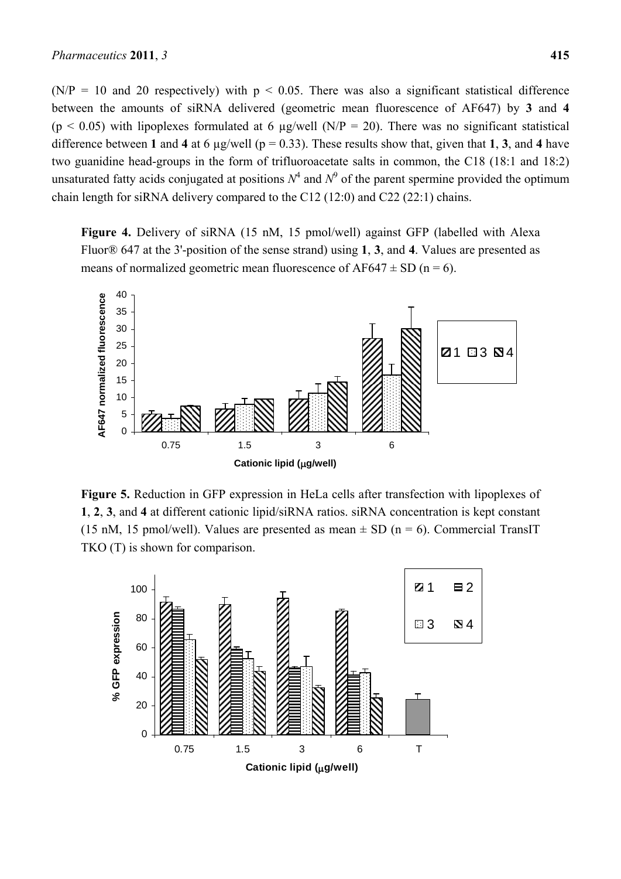(N/P = 10 and 20 respectively) with $p < 0.05$. There was also a significant statistical difference between the amounts of siRNA delivered (geometric mean fluorescence of AF647) by **3** and **4** ($p < 0.05$) with lipoplexes formulated at 6 μg/well (N/P = 20). There was no significant statistical difference between **1** and **4** at 6 μg/well ($p = 0.33$). These results show that, given that **1**, **3**, and **4** have two guanidine head-groups in the form of trifluoroacetate salts in common, the C18 (18:1 and 18:2) unsaturated fatty acids conjugated at positions $N^4$ and $N^9$ of the parent spermine provided the optimum chain length for siRNA delivery compared to the C12 (12:0) and C22 (22:1) chains.

**Figure 4.** Delivery of siRNA (15 nM, 15 pmol/well) against GFP (labelled with Alexa Fluor® 647 at the 3'-position of the sense strand) using **1**, **3**, and **4**. Values are presented as means of normalized geometric mean fluorescence of AF647 ± SD (n = 6).

**Figure 5.** Reduction in GFP expression in HeLa cells after transfection with lipoplexes of **1**, **2**, **3**, and **4** at different cationic lipid/siRNA ratios. siRNA concentration is kept constant (15 nM, 15 pmol/well). Values are presented as mean ± SD (n = 6). Commercial TransIT TKO (T) is shown for comparison.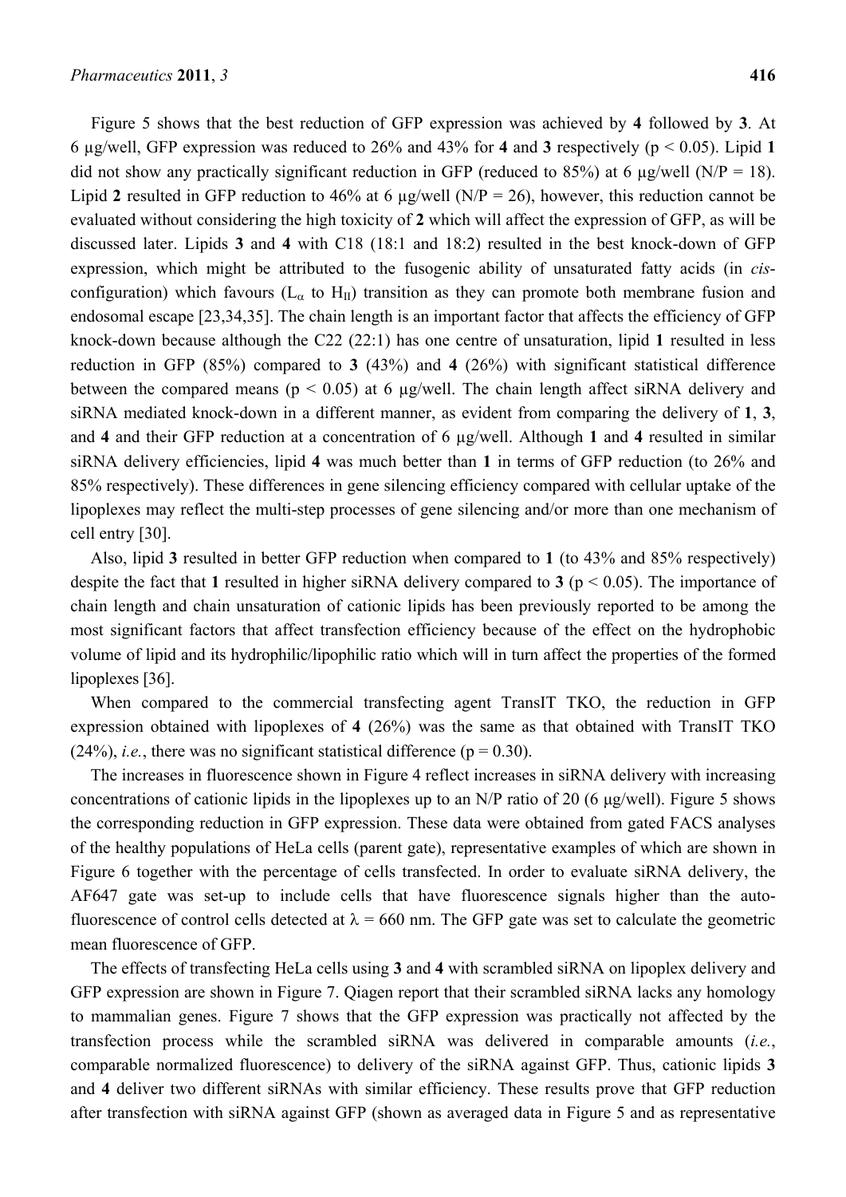Figure 5 shows that the best reduction of GFP expression was achieved by **4** followed by **3**. At 6 µg/well, GFP expression was reduced to 26% and 43% for **4** and **3** respectively ($p < 0.05$). Lipid **1** did not show any practically significant reduction in GFP (reduced to 85%) at 6 µg/well (N/P = 18). Lipid **2** resulted in GFP reduction to 46% at 6 µg/well (N/P = 26), however, this reduction cannot be evaluated without considering the high toxicity of **2** which will affect the expression of GFP, as will be discussed later. Lipids **3** and **4** with C18 (18:1 and 18:2) resulted in the best knock-down of GFP expression, which might be attributed to the fusogenic ability of unsaturated fatty acids (in *cis*-configuration) which favours ($L_{\alpha}$ to $H_{II}$) transition as they can promote both membrane fusion and endosomal escape [23,34,35]. The chain length is an important factor that affects the efficiency of GFP knock-down because although the C22 (22:1) has one centre of unsaturation, lipid **1** resulted in less reduction in GFP (85%) compared to **3** (43%) and **4** (26%) with significant statistical difference between the compared means ($p < 0.05$) at 6 µg/well. The chain length affect siRNA delivery and siRNA mediated knock-down in a different manner, as evident from comparing the delivery of **1**, **3**, and **4** and their GFP reduction at a concentration of 6 µg/well. Although **1** and **4** resulted in similar siRNA delivery efficiencies, lipid **4** was much better than **1** in terms of GFP reduction (to 26% and 85% respectively). These differences in gene silencing efficiency compared with cellular uptake of the lipoplexes may reflect the multi-step processes of gene silencing and/or more than one mechanism of cell entry [30].

Also, lipid **3** resulted in better GFP reduction when compared to **1** (to 43% and 85% respectively) despite the fact that **1** resulted in higher siRNA delivery compared to **3** ($p < 0.05$). The importance of chain length and chain unsaturation of cationic lipids has been previously reported to be among the most significant factors that affect transfection efficiency because of the effect on the hydrophobic volume of lipid and its hydrophilic/lipophilic ratio which will in turn affect the properties of the formed lipoplexes [36].

When compared to the commercial transfecting agent TransIT TKO, the reduction in GFP expression obtained with lipoplexes of **4** (26%) was the same as that obtained with TransIT TKO (24%), *i.e.*, there was no significant statistical difference ($p = 0.30$).

The increases in fluorescence shown in Figure 4 reflect increases in siRNA delivery with increasing concentrations of cationic lipids in the lipoplexes up to an N/P ratio of 20 (6 µg/well). Figure 5 shows the corresponding reduction in GFP expression. These data were obtained from gated FACS analyses of the healthy populations of HeLa cells (parent gate), representative examples of which are shown in Figure 6 together with the percentage of cells transfected. In order to evaluate siRNA delivery, the AF647 gate was set-up to include cells that have fluorescence signals higher than the auto-fluorescence of control cells detected at $\lambda = 660$ nm. The GFP gate was set to calculate the geometric mean fluorescence of GFP.

The effects of transfecting HeLa cells using **3** and **4** with scrambled siRNA on lipoplex delivery and GFP expression are shown in Figure 7. Qiagen report that their scrambled siRNA lacks any homology to mammalian genes. Figure 7 shows that the GFP expression was practically not affected by the transfection process while the scrambled siRNA was delivered in comparable amounts (*i.e.*, comparable normalized fluorescence) to delivery of the siRNA against GFP. Thus, cationic lipids **3** and **4** deliver two different siRNAs with similar efficiency. These results prove that GFP reduction after transfection with siRNA against GFP (shown as averaged data in Figure 5 and as representative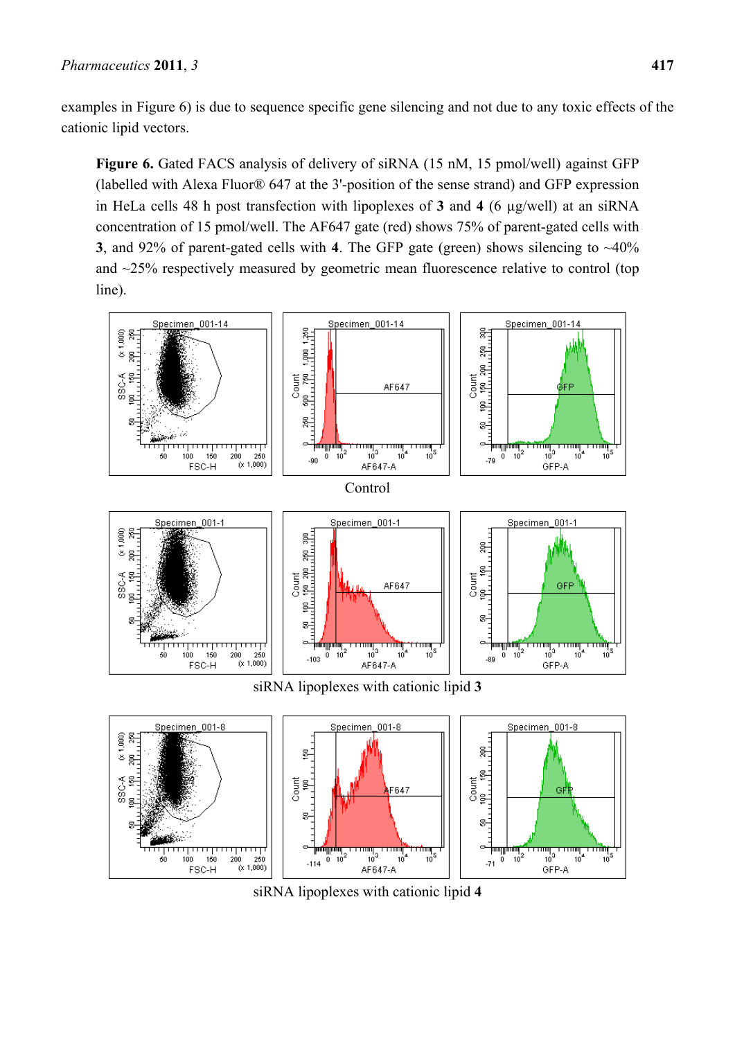examples in Figure 6) is due to sequence specific gene silencing and not due to any toxic effects of the cationic lipid vectors.

**Figure 6.** Gated FACS analysis of delivery of siRNA (15 nM, 15 pmol/well) against GFP (labelled with Alexa Fluor® 647 at the 3'-position of the sense strand) and GFP expression in HeLa cells 48 h post transfection with lipoplexes of **3** and **4** (6 µg/well) at an siRNA concentration of 15 pmol/well. The AF647 gate (red) shows 75% of parent-gated cells with **3**, and 92% of parent-gated cells with **4**. The GFP gate (green) shows silencing to ~40% and ~25% respectively measured by geometric mean fluorescence relative to control (top line).

Control

siRNA lipoplexes with cationic lipid **3**

siRNA lipoplexes with cationic lipid **4**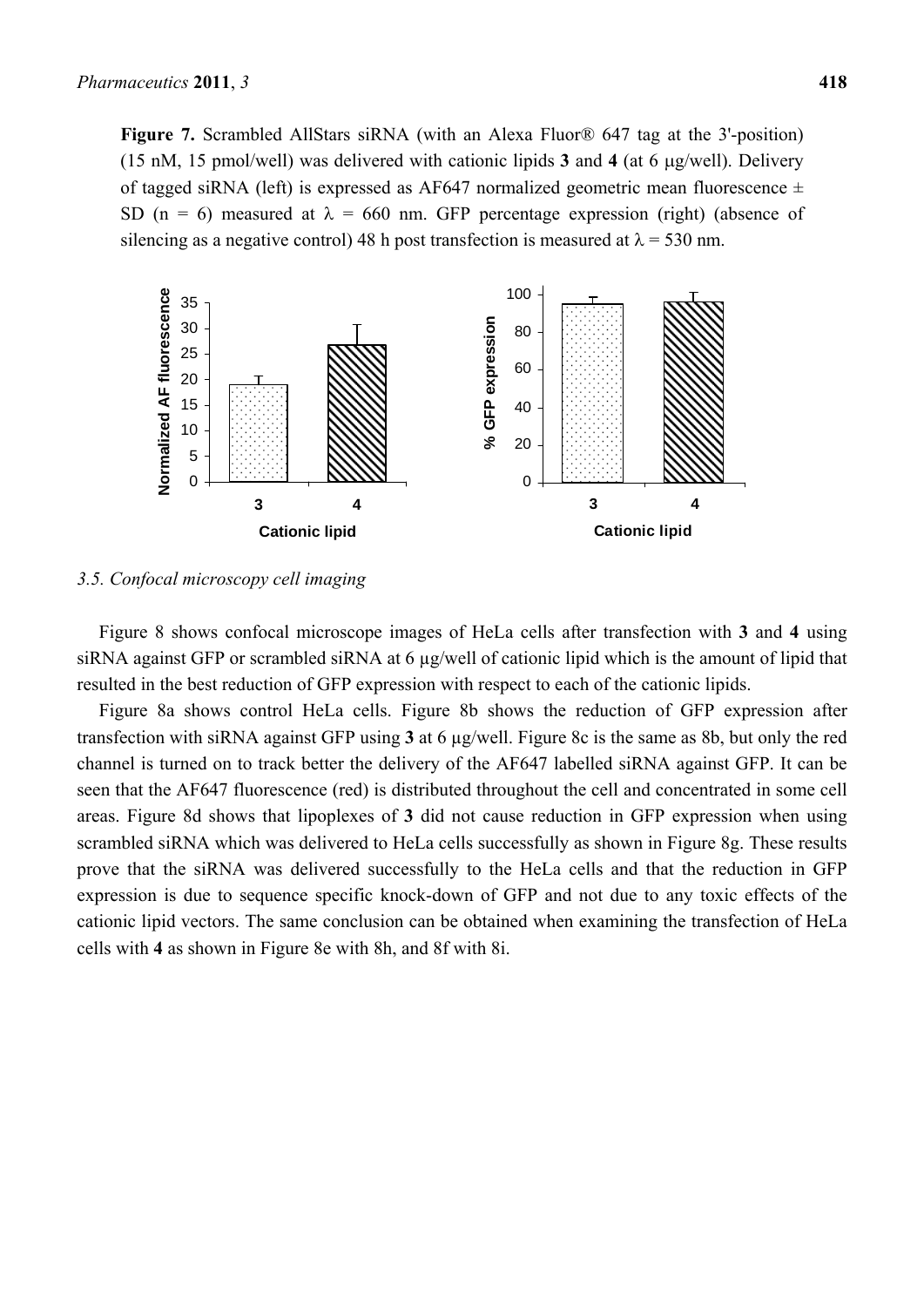**Figure 7.** Scrambled AllStars siRNA (with an Alexa Fluor® 647 tag at the 3'-position) (15 nM, 15 pmol/well) was delivered with cationic lipids **3** and **4** (at 6 μg/well). Delivery of tagged siRNA (left) is expressed as AF647 normalized geometric mean fluorescence ± SD (n = 6) measured at $\lambda$ = 660 nm. GFP percentage expression (right) (absence of silencing as a negative control) 48 h post transfection is measured at $\lambda$ = 530 nm.

### 3.5. Confocal microscopy cell imaging

Figure 8 shows confocal microscope images of HeLa cells after transfection with **3** and **4** using siRNA against GFP or scrambled siRNA at 6 μg/well of cationic lipid which is the amount of lipid that resulted in the best reduction of GFP expression with respect to each of the cationic lipids.

Figure 8a shows control HeLa cells. Figure 8b shows the reduction of GFP expression after transfection with siRNA against GFP using **3** at 6 μg/well. Figure 8c is the same as 8b, but only the red channel is turned on to track better the delivery of the AF647 labelled siRNA against GFP. It can be seen that the AF647 fluorescence (red) is distributed throughout the cell and concentrated in some cell areas. Figure 8d shows that lipoplexes of **3** did not cause reduction in GFP expression when using scrambled siRNA which was delivered to HeLa cells successfully as shown in Figure 8g. These results prove that the siRNA was delivered successfully to the HeLa cells and that the reduction in GFP expression is due to sequence specific knock-down of GFP and not due to any toxic effects of the cationic lipid vectors. The same conclusion can be obtained when examining the transfection of HeLa cells with **4** as shown in Figure 8e with 8h, and 8f with 8i.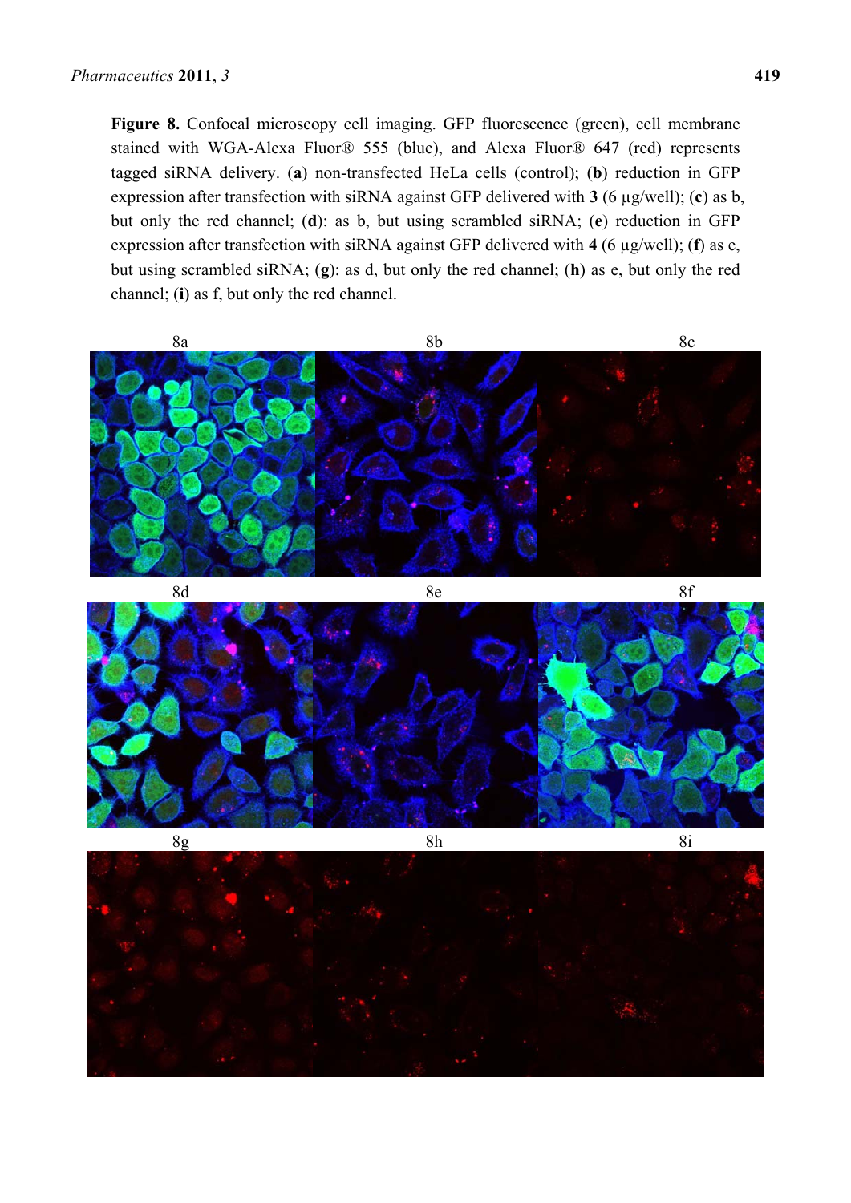**Figure 8.** Confocal microscopy cell imaging. GFP fluorescence (green), cell membrane stained with WGA-Alexa Fluor® 555 (blue), and Alexa Fluor® 647 (red) represents tagged siRNA delivery. (**a**) non-transfected HeLa cells (control); (**b**) reduction in GFP expression after transfection with siRNA against GFP delivered with **3** (6 µg/well); (**c**) as b, but only the red channel; (**d**): as b, but using scrambled siRNA; (**e**) reduction in GFP expression after transfection with siRNA against GFP delivered with **4** (6 µg/well); (**f**) as e, but using scrambled siRNA; (**g**): as d, but only the red channel; (**h**) as e, but only the red channel; (**i**) as f, but only the red channel.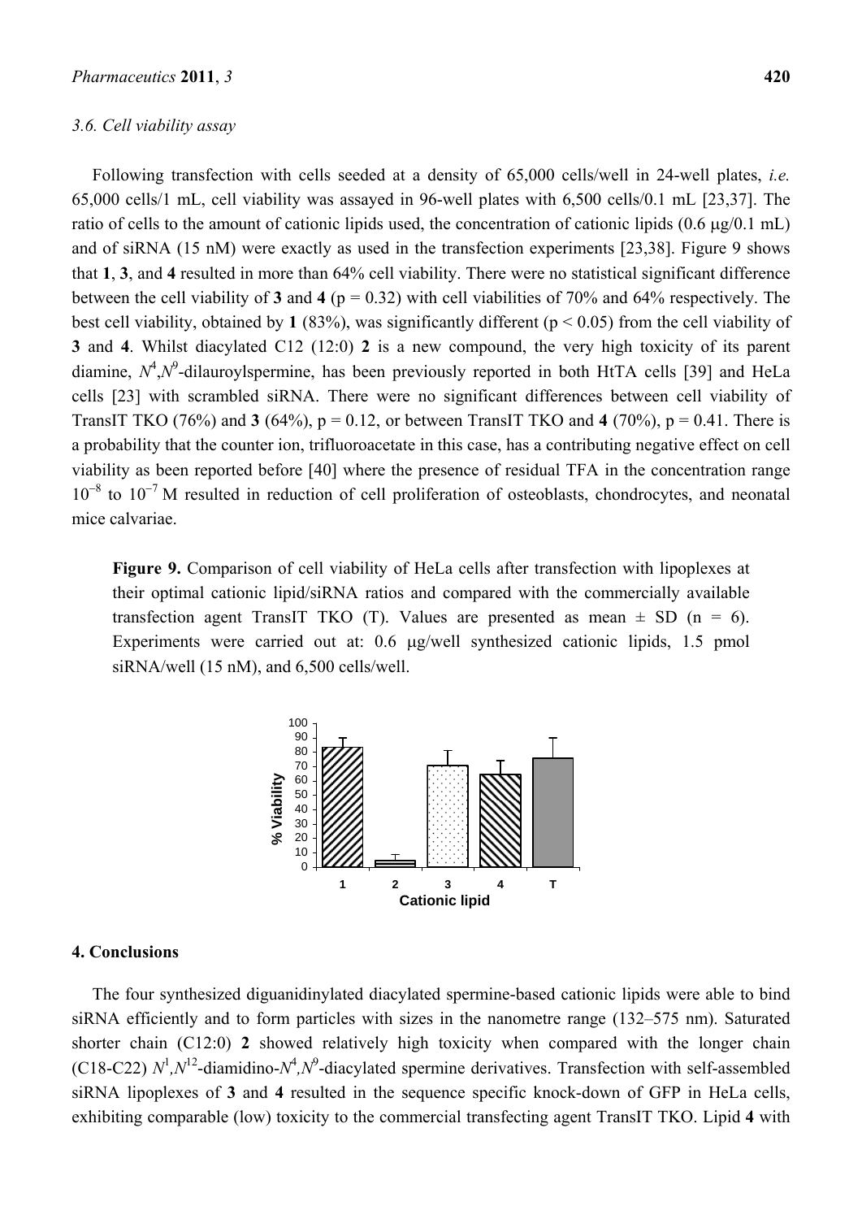### 3.6. Cell viability assay

Following transfection with cells seeded at a density of 65,000 cells/well in 24-well plates, *i.e.* 65,000 cells/1 mL, cell viability was assayed in 96-well plates with 6,500 cells/0.1 mL [23,37]. The ratio of cells to the amount of cationic lipids used, the concentration of cationic lipids (0.6 μg/0.1 mL) and of siRNA (15 nM) were exactly as used in the transfection experiments [23,38]. Figure 9 shows that **1**, **3**, and **4** resulted in more than 64% cell viability. There were no statistical significant difference between the cell viability of **3** and **4** ($p = 0.32$) with cell viabilities of 70% and 64% respectively. The best cell viability, obtained by **1** (83%), was significantly different ($p < 0.05$) from the cell viability of **3** and **4**. Whilst diacylated C12 (12:0) **2** is a new compound, the very high toxicity of its parent diamine, $N^4$,$N^9$-dilauroylspermine, has been previously reported in both HtTA cells [39] and HeLa cells [23] with scrambled siRNA. There were no significant differences between cell viability of TransIT TKO (76%) and **3** (64%), $p = 0.12$, or between TransIT TKO and **4** (70%), $p = 0.41$. There is a probability that the counter ion, trifluoroacetate in this case, has a contributing negative effect on cell viability as been reported before [40] where the presence of residual TFA in the concentration range $10^{-8}$ to $10^{-7}$ M resulted in reduction of cell proliferation of osteoblasts, chondrocytes, and neonatal mice calvariae.

**Figure 9.** Comparison of cell viability of HeLa cells after transfection with lipoplexes at their optimal cationic lipid/siRNA ratios and compared with the commercially available transfection agent TransIT TKO (T). Values are presented as mean ± SD (n = 6). Experiments were carried out at: 0.6 μg/well synthesized cationic lipids, 1.5 pmol siRNA/well (15 nM), and 6,500 cells/well.

## 4. Conclusions

The four synthesized diguanidinylated diacylated spermine-based cationic lipids were able to bind siRNA efficiently and to form particles with sizes in the nanometre range (132–575 nm). Saturated shorter chain (C12:0) **2** showed relatively high toxicity when compared with the longer chain (C18-C22) $N^1$,$N^{12}$-diamidino-$N^4$,$N^9$-diacylated spermine derivatives. Transfection with self-assembled siRNA lipoplexes of **3** and **4** resulted in the sequence specific knock-down of GFP in HeLa cells, exhibiting comparable (low) toxicity to the commercial transfecting agent TransIT TKO. Lipid **4** with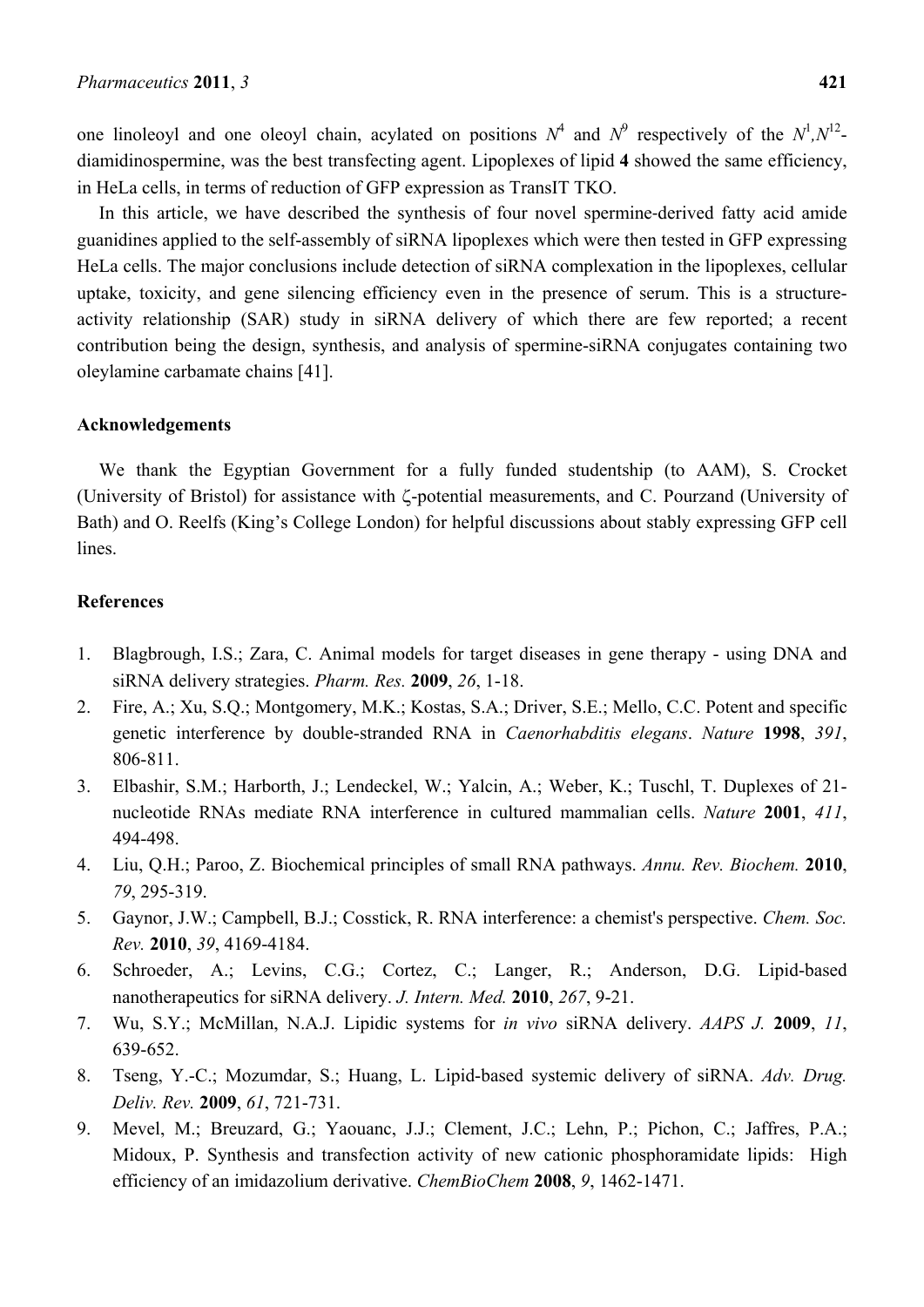one linoleoyl and one oleoyl chain, acylated on positions $N^4$ and $N^9$ respectively of the $N^1$,$N^{12}$-diamidinospermine, was the best transfecting agent. Lipoplexes of lipid **4** showed the same efficiency, in HeLa cells, in terms of reduction of GFP expression as TransIT TKO.

In this article, we have described the synthesis of four novel spermine-derived fatty acid amide guanidines applied to the self-assembly of siRNA lipoplexes which were then tested in GFP expressing HeLa cells. The major conclusions include detection of siRNA complexation in the lipoplexes, cellular uptake, toxicity, and gene silencing efficiency even in the presence of serum. This is a structure-activity relationship (SAR) study in siRNA delivery of which there are few reported; a recent contribution being the design, synthesis, and analysis of spermine-siRNA conjugates containing two oleylamine carbamate chains [41].

## Acknowledgements

We thank the Egyptian Government for a fully funded studentship (to AAM), S. Crocket (University of Bristol) for assistance with ζ-potential measurements, and C. Pourzand (University of Bath) and O. Reelfs (King's College London) for helpful discussions about stably expressing GFP cell lines.

## References

1. Blagbrough, I.S.; Zara, C. Animal models for target diseases in gene therapy - using DNA and siRNA delivery strategies. *Pharm. Res.* **2009**, *26*, 1-18.
2. Fire, A.; Xu, S.Q.; Montgomery, M.K.; Kostas, S.A.; Driver, S.E.; Mello, C.C. Potent and specific genetic interference by double-stranded RNA in *Caenorhabditis elegans*. *Nature* **1998**, *391*, 806-811.
3. Elbashir, S.M.; Harborth, J.; Lendeckel, W.; Yalcin, A.; Weber, K.; Tuschl, T. Duplexes of 21-nucleotide RNAs mediate RNA interference in cultured mammalian cells. *Nature* **2001**, *411*, 494-498.
4. Liu, Q.H.; Paroo, Z. Biochemical principles of small RNA pathways. *Annu. Rev. Biochem.* **2010**, *79*, 295-319.
5. Gaynor, J.W.; Campbell, B.J.; Cosstick, R. RNA interference: a chemist's perspective. *Chem. Soc. Rev.* **2010**, *39*, 4169-4184.
6. Schroeder, A.; Levins, C.G.; Cortez, C.; Langer, R.; Anderson, D.G. Lipid-based nanotherapeutics for siRNA delivery. *J. Intern. Med.* **2010**, *267*, 9-21.
7. Wu, S.Y.; McMillan, N.A.J. Lipidic systems for *in vivo* siRNA delivery. *AAPS J.* **2009**, *11*, 639-652.
8. Tseng, Y.-C.; Mozumdar, S.; Huang, L. Lipid-based systemic delivery of siRNA. *Adv. Drug. Deliv. Rev.* **2009**, *61*, 721-731.
9. Mevel, M.; Breuzard, G.; Yaouanc, J.J.; Clement, J.C.; Lehn, P.; Pichon, C.; Jaffres, P.A.; Midoux, P. Synthesis and transfection activity of new cationic phosphoramidate lipids: High efficiency of an imidazolium derivative. *ChemBioChem* **2008**, *9*, 1462-1471.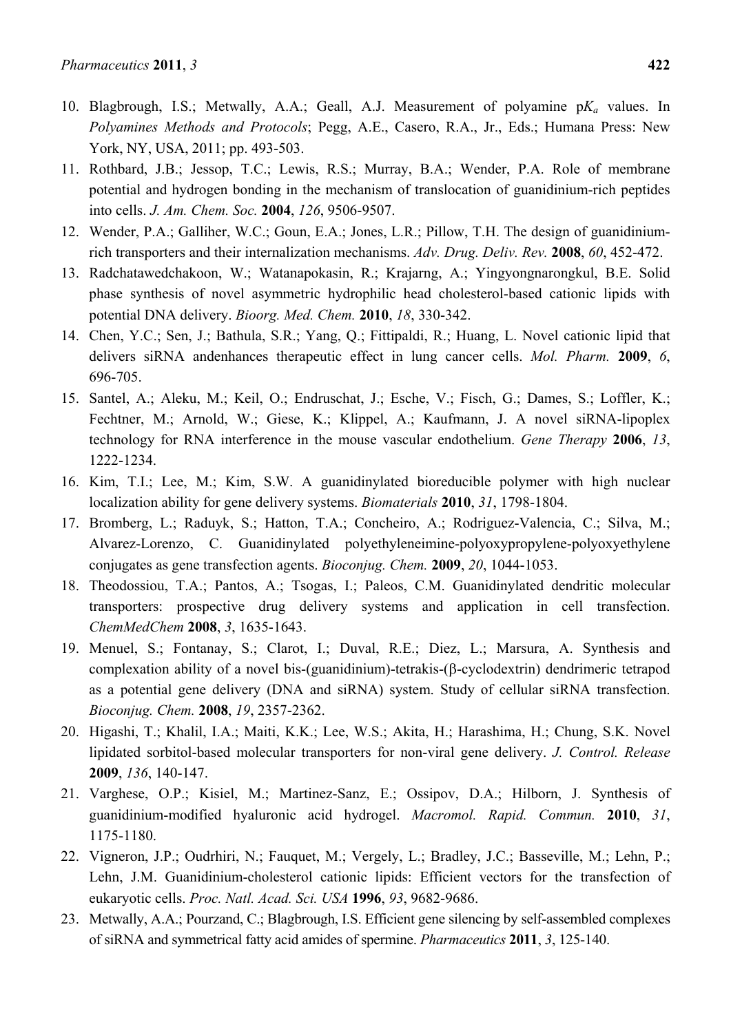10. Blagbrough, I.S.; Metwally, A.A.; Geall, A.J. Measurement of polyamine p$K_a$ values. In *Polyamines Methods and Protocols*; Pegg, A.E., Casero, R.A., Jr., Eds.; Humana Press: New York, NY, USA, 2011; pp. 493-503.
11. Rothbard, J.B.; Jessop, T.C.; Lewis, R.S.; Murray, B.A.; Wender, P.A. Role of membrane potential and hydrogen bonding in the mechanism of translocation of guanidinium-rich peptides into cells. *J. Am. Chem. Soc.* **2004**, *126*, 9506-9507.
12. Wender, P.A.; Galliher, W.C.; Goun, E.A.; Jones, L.R.; Pillow, T.H. The design of guanidinium-rich transporters and their internalization mechanisms. *Adv. Drug. Deliv. Rev.* **2008**, *60*, 452-472.
13. Radchatawedchakoon, W.; Watanapokasin, R.; Krajarng, A.; Yingyongnarongkul, B.E. Solid phase synthesis of novel asymmetric hydrophilic head cholesterol-based cationic lipids with potential DNA delivery. *Bioorg. Med. Chem.* **2010**, *18*, 330-342.
14. Chen, Y.C.; Sen, J.; Bathula, S.R.; Yang, Q.; Fittipaldi, R.; Huang, L. Novel cationic lipid that delivers siRNA andenhances therapeutic effect in lung cancer cells. *Mol. Pharm.* **2009**, *6*, 696-705.
15. Santel, A.; Aleku, M.; Keil, O.; Endruschat, J.; Esche, V.; Fisch, G.; Dames, S.; Loffler, K.; Fechtner, M.; Arnold, W.; Giese, K.; Klippel, A.; Kaufmann, J. A novel siRNA-lipoplex technology for RNA interference in the mouse vascular endothelium. *Gene Therapy* **2006**, *13*, 1222-1234.
16. Kim, T.I.; Lee, M.; Kim, S.W. A guanidinylated bioreducible polymer with high nuclear localization ability for gene delivery systems. *Biomaterials* **2010**, *31*, 1798-1804.
17. Bromberg, L.; Raduyk, S.; Hatton, T.A.; Concheiro, A.; Rodriguez-Valencia, C.; Silva, M.; Alvarez-Lorenzo, C. Guanidinylated polyethyleneimine-polyoxypropylene-polyoxyethylene conjugates as gene transfection agents. *Bioconjug. Chem.* **2009**, *20*, 1044-1053.
18. Theodossiou, T.A.; Pantos, A.; Tsogas, I.; Paleos, C.M. Guanidinylated dendritic molecular transporters: prospective drug delivery systems and application in cell transfection. *ChemMedChem* **2008**, *3*, 1635-1643.
19. Menuel, S.; Fontanay, S.; Clarot, I.; Duval, R.E.; Diez, L.; Marsura, A. Synthesis and complexation ability of a novel bis-(guanidinium)-tetrakis-(β-cyclodextrin) dendrimeric tetrapod as a potential gene delivery (DNA and siRNA) system. Study of cellular siRNA transfection. *Bioconjug. Chem.* **2008**, *19*, 2357-2362.
20. Higashi, T.; Khalil, I.A.; Maiti, K.K.; Lee, W.S.; Akita, H.; Harashima, H.; Chung, S.K. Novel lipidated sorbitol-based molecular transporters for non-viral gene delivery. *J. Control. Release* **2009**, *136*, 140-147.
21. Varghese, O.P.; Kisiel, M.; Martinez-Sanz, E.; Ossipov, D.A.; Hilborn, J. Synthesis of guanidinium-modified hyaluronic acid hydrogel. *Macromol. Rapid. Commun.* **2010**, *31*, 1175-1180.
22. Vigneron, J.P.; Oudrhiri, N.; Fauquet, M.; Vergely, L.; Bradley, J.C.; Basseville, M.; Lehn, P.; Lehn, J.M. Guanidinium-cholesterol cationic lipids: Efficient vectors for the transfection of eukaryotic cells. *Proc. Natl. Acad. Sci. USA* **1996**, *93*, 9682-9686.
23. Metwally, A.A.; Pourzand, C.; Blagbrough, I.S. Efficient gene silencing by self-assembled complexes of siRNA and symmetrical fatty acid amides of spermine. *Pharmaceutics* **2011**, *3*, 125-140.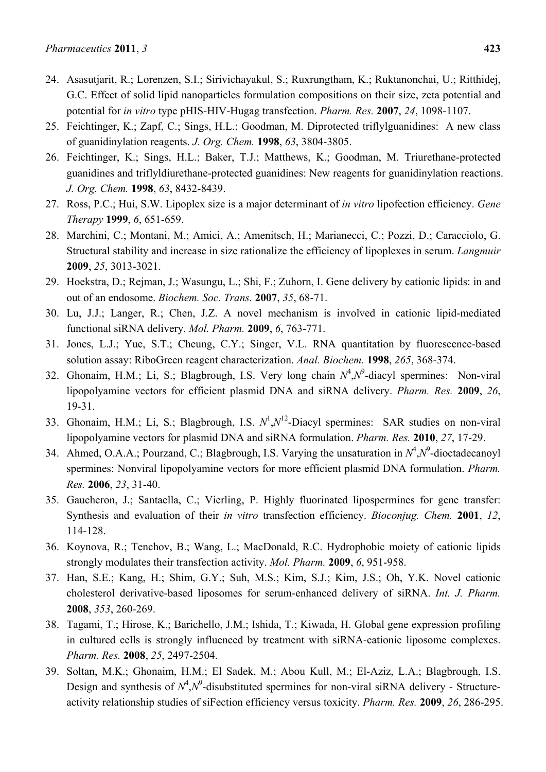24. Asasutjarit, R.; Lorenzen, S.I.; Sirivichayakul, S.; Ruxrungtham, K.; Ruktanonchai, U.; Ritthidej, G.C. Effect of solid lipid nanoparticles formulation compositions on their size, zeta potential and potential for *in vitro* type pHIS-HIV-Hugag transfection. *Pharm. Res.* **2007**, *24*, 1098-1107.
25. Feichtinger, K.; Zapf, C.; Sings, H.L.; Goodman, M. Diprotected triflylguanidines: A new class of guanidinylation reagents. *J. Org. Chem.* **1998**, *63*, 3804-3805.
26. Feichtinger, K.; Sings, H.L.; Baker, T.J.; Matthews, K.; Goodman, M. Triurethane-protected guanidines and triflyldiurethane-protected guanidines: New reagents for guanidinylation reactions. *J. Org. Chem.* **1998**, *63*, 8432-8439.
27. Ross, P.C.; Hui, S.W. Lipoplex size is a major determinant of *in vitro* lipofection efficiency. *Gene Therapy* **1999**, *6*, 651-659.
28. Marchini, C.; Montani, M.; Amici, A.; Amenitsch, H.; Marianecci, C.; Pozzi, D.; Caracciolo, G. Structural stability and increase in size rationalize the efficiency of lipoplexes in serum. *Langmuir* **2009**, *25*, 3013-3021.
29. Hoekstra, D.; Rejman, J.; Wasungu, L.; Shi, F.; Zuhorn, I. Gene delivery by cationic lipids: in and out of an endosome. *Biochem. Soc. Trans.* **2007**, *35*, 68-71.
30. Lu, J.J.; Langer, R.; Chen, J.Z. A novel mechanism is involved in cationic lipid-mediated functional siRNA delivery. *Mol. Pharm.* **2009**, *6*, 763-771.
31. Jones, L.J.; Yue, S.T.; Cheung, C.Y.; Singer, V.L. RNA quantitation by fluorescence-based solution assay: RiboGreen reagent characterization. *Anal. Biochem.* **1998**, *265*, 368-374.
32. Ghonaim, H.M.; Li, S.; Blagbrough, I.S. Very long chain $N^4$,$N^9$-diacyl spermines: Non-viral lipopolyamine vectors for efficient plasmid DNA and siRNA delivery. *Pharm. Res.* **2009**, *26*, 19-31.
33. Ghonaim, H.M.; Li, S.; Blagbrough, I.S. $N^1$,$N^{12}$-Diacyl spermines: SAR studies on non-viral lipopolyamine vectors for plasmid DNA and siRNA formulation. *Pharm. Res.* **2010**, *27*, 17-29.
34. Ahmed, O.A.A.; Pourzand, C.; Blagbrough, I.S. Varying the unsaturation in $N^4$,$N^9$-dioctadecanoyl spermines: Nonviral lipopolyamine vectors for more efficient plasmid DNA formulation. *Pharm. Res.* **2006**, *23*, 31-40.
35. Gaucheron, J.; Santaella, C.; Vierling, P. Highly fluorinated lipospermines for gene transfer: Synthesis and evaluation of their *in vitro* transfection efficiency. *Bioconjug. Chem.* **2001**, *12*, 114-128.
36. Koynova, R.; Tenchov, B.; Wang, L.; MacDonald, R.C. Hydrophobic moiety of cationic lipids strongly modulates their transfection activity. *Mol. Pharm.* **2009**, *6*, 951-958.
37. Han, S.E.; Kang, H.; Shim, G.Y.; Suh, M.S.; Kim, S.J.; Kim, J.S.; Oh, Y.K. Novel cationic cholesterol derivative-based liposomes for serum-enhanced delivery of siRNA. *Int. J. Pharm.* **2008**, *353*, 260-269.
38. Tagami, T.; Hirose, K.; Barichello, J.M.; Ishida, T.; Kiwada, H. Global gene expression profiling in cultured cells is strongly influenced by treatment with siRNA-cationic liposome complexes. *Pharm. Res.* **2008**, *25*, 2497-2504.
39. Soltan, M.K.; Ghonaim, H.M.; El Sadek, M.; Abou Kull, M.; El-Aziz, L.A.; Blagbrough, I.S. Design and synthesis of $N^4$,$N^9$-disubstituted spermines for non-viral siRNA delivery - Structure-activity relationship studies of siFection efficiency versus toxicity. *Pharm. Res.* **2009**, *26*, 286-295.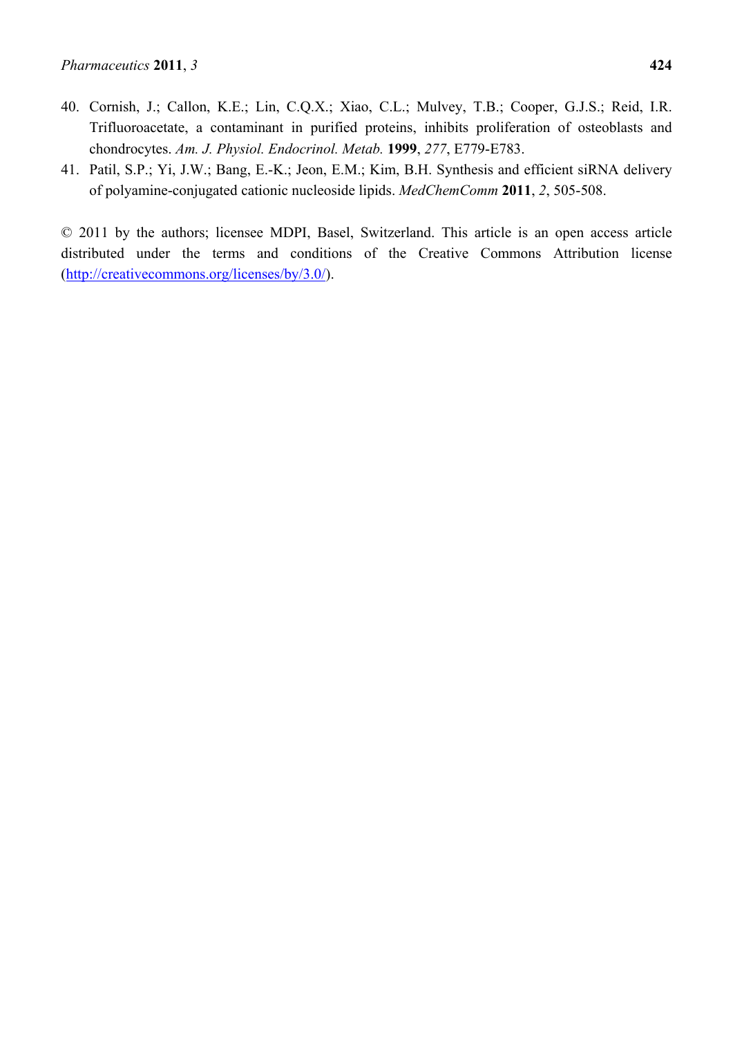40. Cornish, J.; Callon, K.E.; Lin, C.Q.X.; Xiao, C.L.; Mulvey, T.B.; Cooper, G.J.S.; Reid, I.R. Trifluoroacetate, a contaminant in purified proteins, inhibits proliferation of osteoblasts and chondrocytes. *Am. J. Physiol. Endocrinol. Metab.* **1999**, *277*, E779-E783.
41. Patil, S.P.; Yi, J.W.; Bang, E.-K.; Jeon, E.M.; Kim, B.H. Synthesis and efficient siRNA delivery of polyamine-conjugated cationic nucleoside lipids. *MedChemComm* **2011**, *2*, 505-508.

© 2011 by the authors; licensee MDPI, Basel, Switzerland. This article is an open access article distributed under the terms and conditions of the Creative Commons Attribution license (http://creativecommons.org/licenses/by/3.0/).